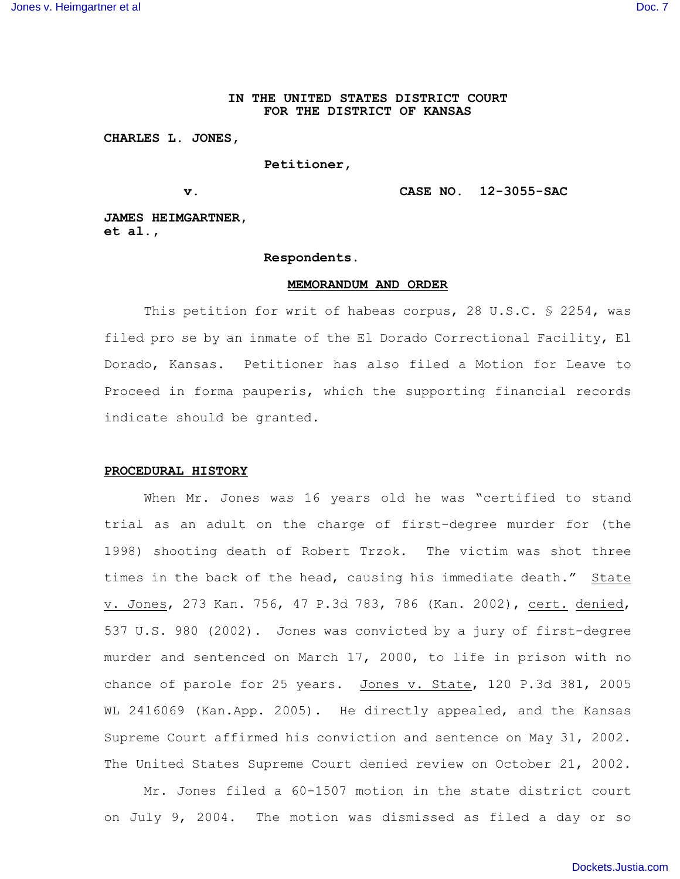# IN THE UNITED STATES DISTRICT COURT
# FOR THE DISTRICT OF KANSAS

**CHARLES L. JONES,**

**Petitioner,**

**v.** **CASE NO. 12-3055-SAC**

**JAMES HEIMGARTNER, et al.,**

**Respondents.**

## MEMORANDUM AND ORDER

This petition for writ of habeas corpus, 28 U.S.C. § 2254, was filed pro se by an inmate of the El Dorado Correctional Facility, El Dorado, Kansas. Petitioner has also filed a Motion for Leave to Proceed in forma pauperis, which the supporting financial records indicate should be granted.

## PROCEDURAL HISTORY

When Mr. Jones was 16 years old he was "certified to stand trial as an adult on the charge of first-degree murder for (the 1998) shooting death of Robert Trzok. The victim was shot three times in the back of the head, causing his immediate death." State v. Jones, 273 Kan. 756, 47 P.3d 783, 786 (Kan. 2002), cert. denied, 537 U.S. 980 (2002). Jones was convicted by a jury of first-degree murder and sentenced on March 17, 2000, to life in prison with no chance of parole for 25 years. Jones v. State, 120 P.3d 381, 2005 WL 2416069 (Kan.App. 2005). He directly appealed, and the Kansas Supreme Court affirmed his conviction and sentence on May 31, 2002. The United States Supreme Court denied review on October 21, 2002.

Mr. Jones filed a 60-1507 motion in the state district court on July 9, 2004. The motion was dismissed as filed a day or so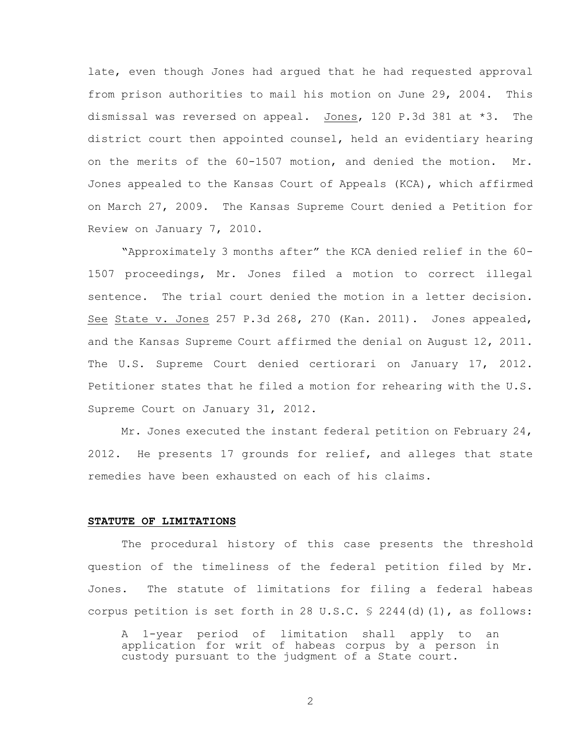late, even though Jones had argued that he had requested approval from prison authorities to mail his motion on June 29, 2004. This dismissal was reversed on appeal. Jones, 120 P.3d 381 at *3. The district court then appointed counsel, held an evidentiary hearing on the merits of the 60-1507 motion, and denied the motion. Mr. Jones appealed to the Kansas Court of Appeals (KCA), which affirmed on March 27, 2009. The Kansas Supreme Court denied a Petition for Review on January 7, 2010.

"Approximately 3 months after" the KCA denied relief in the 60-1507 proceedings, Mr. Jones filed a motion to correct illegal sentence. The trial court denied the motion in a letter decision. See State v. Jones 257 P.3d 268, 270 (Kan. 2011). Jones appealed, and the Kansas Supreme Court affirmed the denial on August 12, 2011. The U.S. Supreme Court denied certiorari on January 17, 2012. Petitioner states that he filed a motion for rehearing with the U.S. Supreme Court on January 31, 2012.

Mr. Jones executed the instant federal petition on February 24, 2012. He presents 17 grounds for relief, and alleges that state remedies have been exhausted on each of his claims.

## STATUTE OF LIMITATIONS

The procedural history of this case presents the threshold question of the timeliness of the federal petition filed by Mr. Jones. The statute of limitations for filing a federal habeas corpus petition is set forth in 28 U.S.C. § 2244(d)(1), as follows:

> A 1-year period of limitation shall apply to an application for writ of habeas corpus by a person in custody pursuant to the judgment of a State court.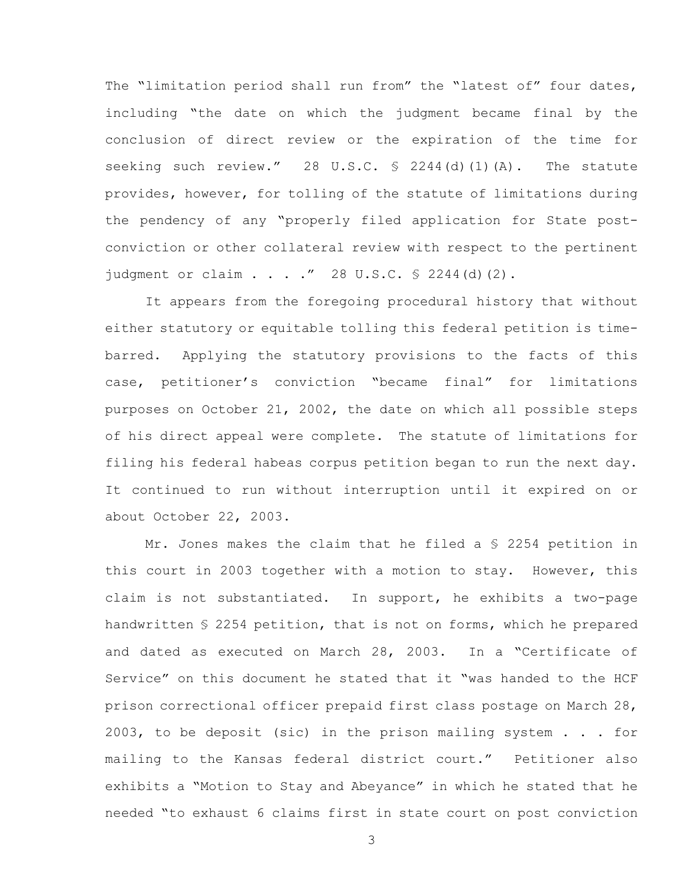The "limitation period shall run from" the "latest of" four dates, including "the date on which the judgment became final by the conclusion of direct review or the expiration of the time for seeking such review." 28 U.S.C. § 2244(d)(1)(A). The statute provides, however, for tolling of the statute of limitations during the pendency of any "properly filed application for State post-conviction or other collateral review with respect to the pertinent judgment or claim . . . ." 28 U.S.C. § 2244(d)(2).

It appears from the foregoing procedural history that without either statutory or equitable tolling this federal petition is time-barred. Applying the statutory provisions to the facts of this case, petitioner's conviction "became final" for limitations purposes on October 21, 2002, the date on which all possible steps of his direct appeal were complete. The statute of limitations for filing his federal habeas corpus petition began to run the next day. It continued to run without interruption until it expired on or about October 22, 2003.

Mr. Jones makes the claim that he filed a § 2254 petition in this court in 2003 together with a motion to stay. However, this claim is not substantiated. In support, he exhibits a two-page handwritten § 2254 petition, that is not on forms, which he prepared and dated as executed on March 28, 2003. In a "Certificate of Service" on this document he stated that it "was handed to the HCF prison correctional officer prepaid first class postage on March 28, 2003, to be deposit (sic) in the prison mailing system . . . for mailing to the Kansas federal district court." Petitioner also exhibits a "Motion to Stay and Abeyance" in which he stated that he needed "to exhaust 6 claims first in state court on post conviction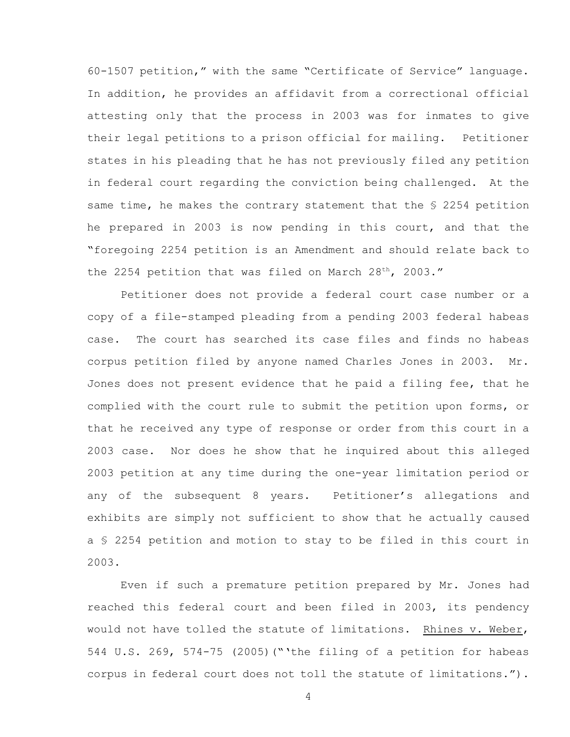60-1507 petition," with the same "Certificate of Service" language. In addition, he provides an affidavit from a correctional official attesting only that the process in 2003 was for inmates to give their legal petitions to a prison official for mailing. Petitioner states in his pleading that he has not previously filed any petition in federal court regarding the conviction being challenged. At the same time, he makes the contrary statement that the § 2254 petition he prepared in 2003 is now pending in this court, and that the "foregoing 2254 petition is an Amendment and should relate back to the 2254 petition that was filed on March 28th, 2003."

Petitioner does not provide a federal court case number or a copy of a file-stamped pleading from a pending 2003 federal habeas case. The court has searched its case files and finds no habeas corpus petition filed by anyone named Charles Jones in 2003. Mr. Jones does not present evidence that he paid a filing fee, that he complied with the court rule to submit the petition upon forms, or that he received any type of response or order from this court in a 2003 case. Nor does he show that he inquired about this alleged 2003 petition at any time during the one-year limitation period or any of the subsequent 8 years. Petitioner's allegations and exhibits are simply not sufficient to show that he actually caused a § 2254 petition and motion to stay to be filed in this court in 2003.

Even if such a premature petition prepared by Mr. Jones had reached this federal court and been filed in 2003, its pendency would not have tolled the statute of limitations. Rhines v. Weber, 544 U.S. 269, 574-75 (2005)("'the filing of a petition for habeas corpus in federal court does not toll the statute of limitations.").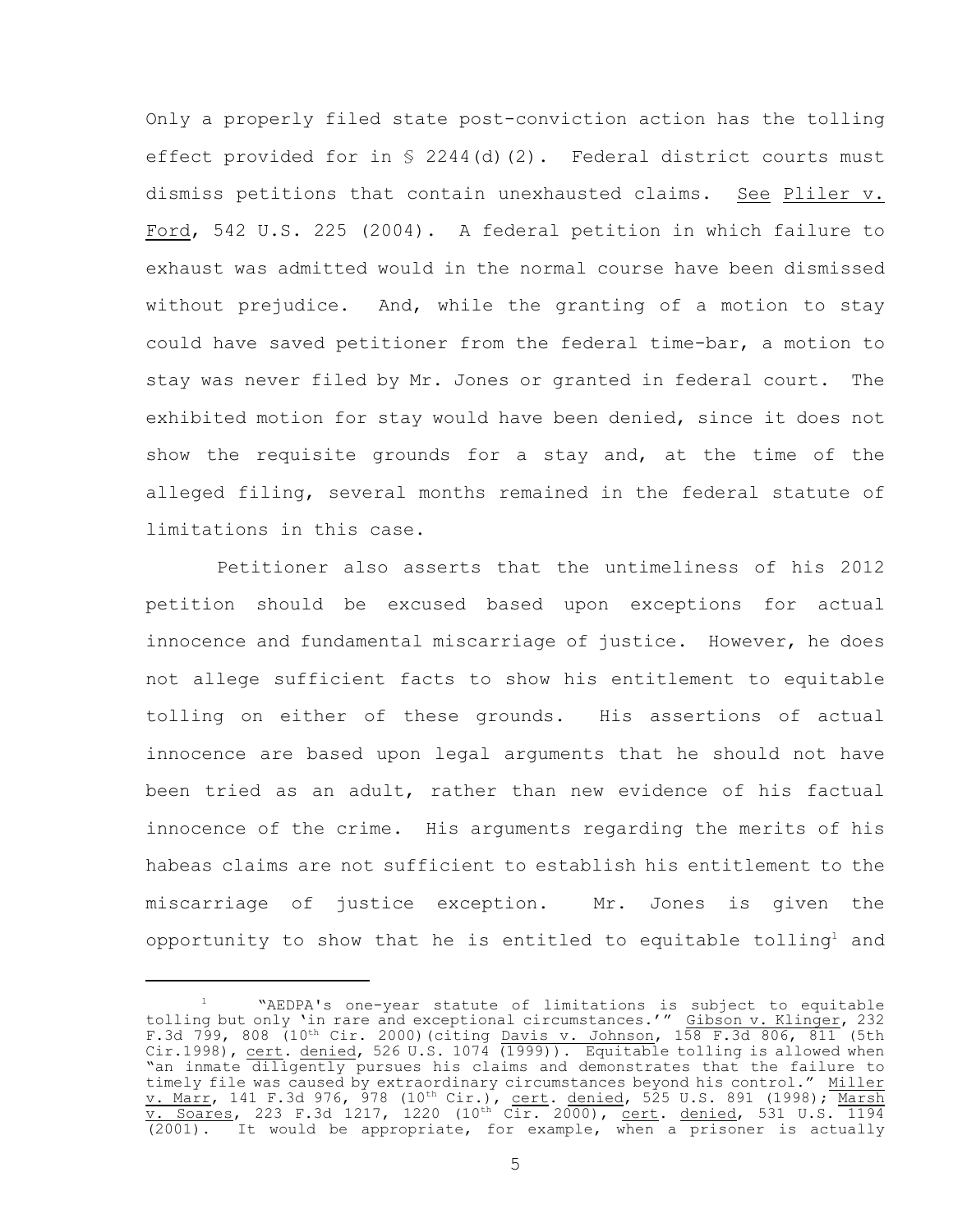Only a properly filed state post-conviction action has the tolling effect provided for in § 2244(d)(2). Federal district courts must dismiss petitions that contain unexhausted claims. See Pliler v. Ford, 542 U.S. 225 (2004). A federal petition in which failure to exhaust was admitted would in the normal course have been dismissed without prejudice. And, while the granting of a motion to stay could have saved petitioner from the federal time-bar, a motion to stay was never filed by Mr. Jones or granted in federal court. The exhibited motion for stay would have been denied, since it does not show the requisite grounds for a stay and, at the time of the alleged filing, several months remained in the federal statute of limitations in this case.

Petitioner also asserts that the untimeliness of his 2012 petition should be excused based upon exceptions for actual innocence and fundamental miscarriage of justice. However, he does not allege sufficient facts to show his entitlement to equitable tolling on either of these grounds. His assertions of actual innocence are based upon legal arguments that he should not have been tried as an adult, rather than new evidence of his factual innocence of the crime. His arguments regarding the merits of his habeas claims are not sufficient to establish his entitlement to the miscarriage of justice exception. Mr. Jones is given the opportunity to show that he is entitled to equitable tolling[1] and

---

[1] "AEDPA's one-year statute of limitations is subject to equitable tolling but only 'in rare and exceptional circumstances.'" Gibson v. Klinger, 232 F.3d 799, 808 (10th Cir. 2000)(citing Davis v. Johnson, 158 F.3d 806, 811 (5th Cir.1998), cert. denied, 526 U.S. 1074 (1999)). Equitable tolling is allowed when "an inmate diligently pursues his claims and demonstrates that the failure to timely file was caused by extraordinary circumstances beyond his control." Miller v. Marr, 141 F.3d 976, 978 (10th Cir.), cert. denied, 525 U.S. 891 (1998); Marsh v. Soares, 223 F.3d 1217, 1220 (10th Cir. 2000), cert. denied, 531 U.S. 1194 (2001). It would be appropriate, for example, when a prisoner is actually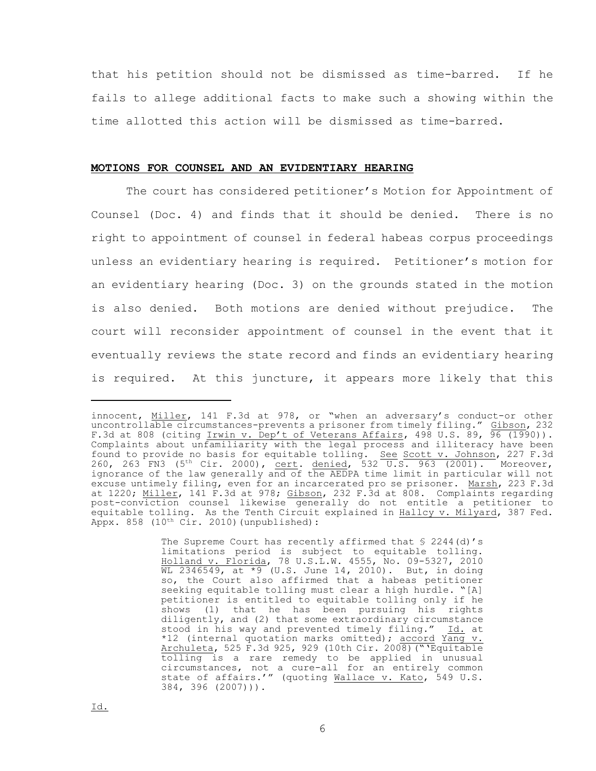that his petition should not be dismissed as time-barred. If he fails to allege additional facts to make such a showing within the time allotted this action will be dismissed as time-barred.

## MOTIONS FOR COUNSEL AND AN EVIDENTIARY HEARING

The court has considered petitioner's Motion for Appointment of Counsel (Doc. 4) and finds that it should be denied. There is no right to appointment of counsel in federal habeas corpus proceedings unless an evidentiary hearing is required. Petitioner's motion for an evidentiary hearing (Doc. 3) on the grounds stated in the motion is also denied. Both motions are denied without prejudice. The court will reconsider appointment of counsel in the event that it eventually reviews the state record and finds an evidentiary hearing is required. At this juncture, it appears more likely that this

---

innocent, Miller, 141 F.3d at 978, or "when an adversary's conduct-or other uncontrollable circumstances-prevents a prisoner from timely filing." Gibson, 232 F.3d at 808 (citing Irwin v. Dep't of Veterans Affairs, 498 U.S. 89, 96 (1990)). Complaints about unfamiliarity with the legal process and illiteracy have been found to provide no basis for equitable tolling. See Scott v. Johnson, 227 F.3d 260, 263 FN3 (5th Cir. 2000), cert. denied, 532 U.S. 963 (2001). Moreover, ignorance of the law generally and of the AEDPA time limit in particular will not excuse untimely filing, even for an incarcerated pro se prisoner. Marsh, 223 F.3d at 1220; Miller, 141 F.3d at 978; Gibson, 232 F.3d at 808. Complaints regarding post-conviction counsel likewise generally do not entitle a petitioner to equitable tolling. As the Tenth Circuit explained in Hallcy v. Milyard, 387 Fed. Appx. 858 (10th Cir. 2010)(unpublished):

> The Supreme Court has recently affirmed that § 2244(d)'s limitations period is subject to equitable tolling. Holland v. Florida, 78 U.S.L.W. 4555, No. 09-5327, 2010 WL 2346549, at *9 (U.S. June 14, 2010). But, in doing so, the Court also affirmed that a habeas petitioner seeking equitable tolling must clear a high hurdle. "[A] petitioner is entitled to equitable tolling only if he shows (1) that he has been pursuing his rights diligently, and (2) that some extraordinary circumstance stood in his way and prevented timely filing." Id. at *12 (internal quotation marks omitted); accord Yang v. Archuleta, 525 F.3d 925, 929 (10th Cir. 2008)("'Equitable tolling is a rare remedy to be applied in unusual circumstances, not a cure-all for an entirely common state of affairs.'" (quoting Wallace v. Kato, 549 U.S. 384, 396 (2007))).

Id.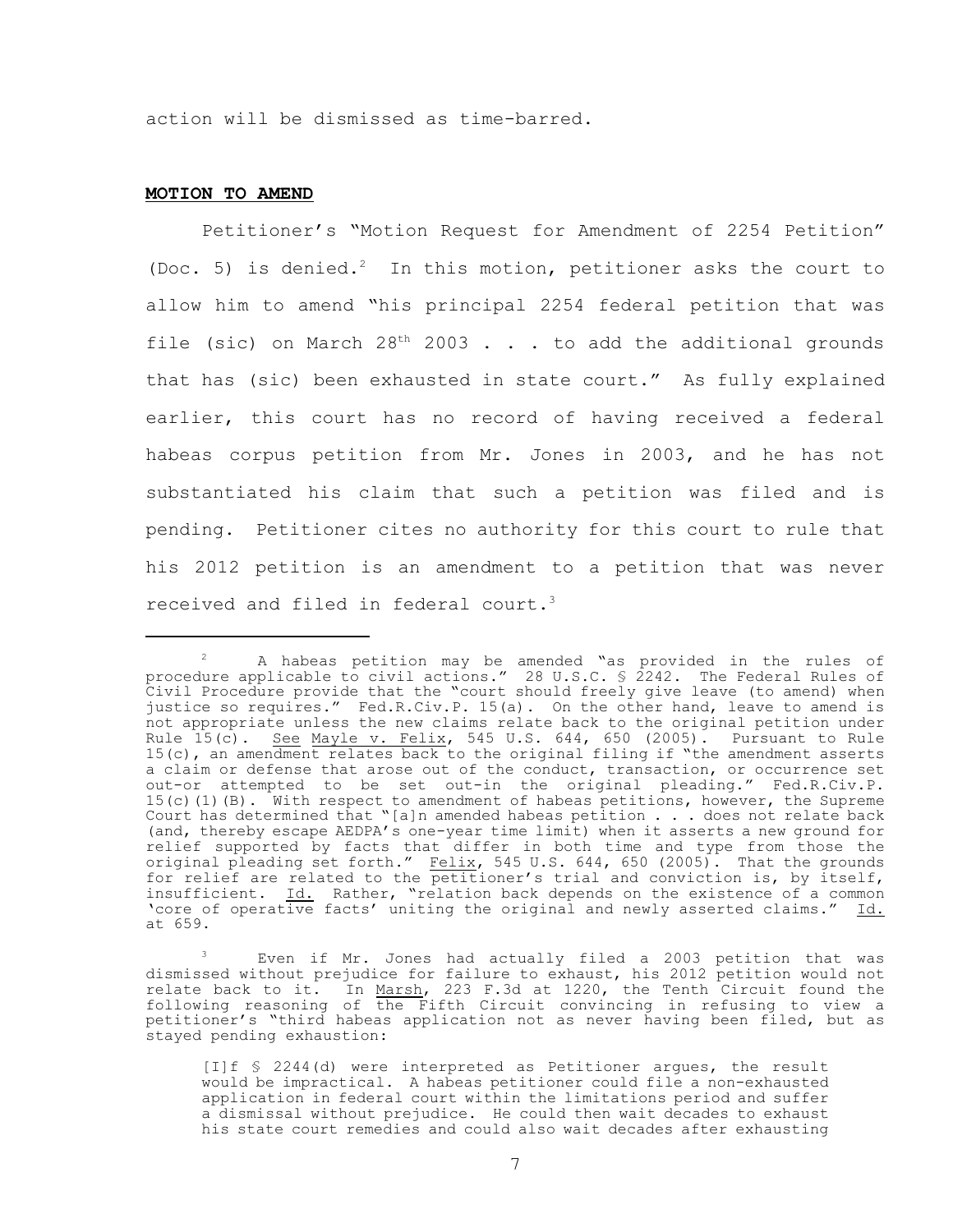action will be dismissed as time-barred.

**MOTION TO AMEND**

Petitioner's "Motion Request for Amendment of 2254 Petition" (Doc. 5) is denied.[2] In this motion, petitioner asks the court to allow him to amend "his principal 2254 federal petition that was file (sic) on March 28th 2003 . . . to add the additional grounds that has (sic) been exhausted in state court." As fully explained earlier, this court has no record of having received a federal habeas corpus petition from Mr. Jones in 2003, and he has not substantiated his claim that such a petition was filed and is pending. Petitioner cites no authority for this court to rule that his 2012 petition is an amendment to a petition that was never received and filed in federal court.[3]

---

[2] A habeas petition may be amended "as provided in the rules of procedure applicable to civil actions." 28 U.S.C. § 2242. The Federal Rules of Civil Procedure provide that the "court should freely give leave (to amend) when justice so requires." Fed.R.Civ.P. 15(a). On the other hand, leave to amend is not appropriate unless the new claims relate back to the original petition under Rule 15(c). See Mayle v. Felix, 545 U.S. 644, 650 (2005). Pursuant to Rule 15(c), an amendment relates back to the original filing if "the amendment asserts a claim or defense that arose out of the conduct, transaction, or occurrence set out-or attempted to be set out-in the original pleading." Fed.R.Civ.P. 15(c)(1)(B). With respect to amendment of habeas petitions, however, the Supreme Court has determined that "[a]n amended habeas petition . . . does not relate back (and, thereby escape AEDPA's one-year time limit) when it asserts a new ground for relief supported by facts that differ in both time and type from those the original pleading set forth." Felix, 545 U.S. 644, 650 (2005). That the grounds for relief are related to the petitioner's trial and conviction is, by itself, insufficient. Id. Rather, "relation back depends on the existence of a common 'core of operative facts' uniting the original and newly asserted claims." Id. at 659.

[3] Even if Mr. Jones had actually filed a 2003 petition that was dismissed without prejudice for failure to exhaust, his 2012 petition would not relate back to it. In Marsh, 223 F.3d at 1220, the Tenth Circuit found the following reasoning of the Fifth Circuit convincing in refusing to view a petitioner's "third habeas application not as never having been filed, but as stayed pending exhaustion:

> [I]f § 2244(d) were interpreted as Petitioner argues, the result would be impractical. A habeas petitioner could file a non-exhausted application in federal court within the limitations period and suffer a dismissal without prejudice. He could then wait decades to exhaust his state court remedies and could also wait decades after exhausting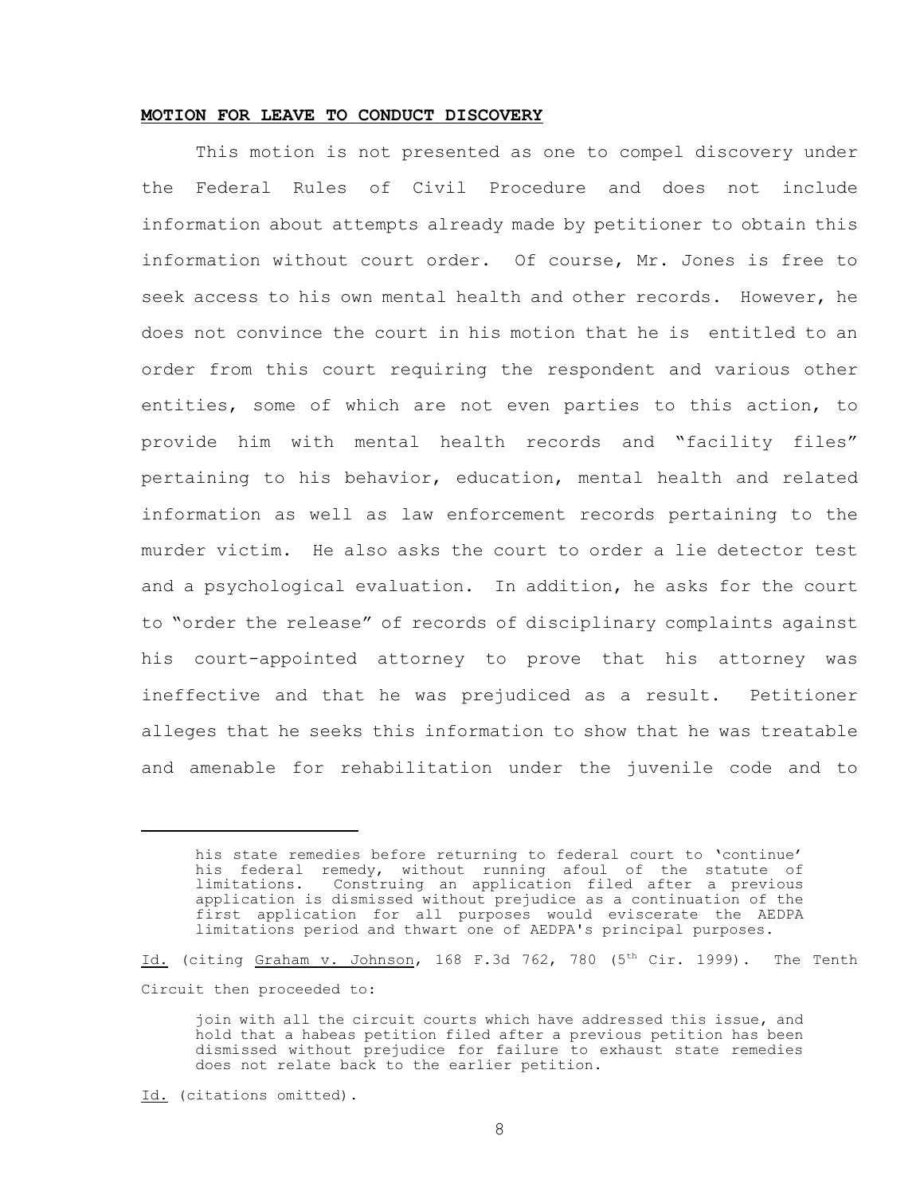**MOTION FOR LEAVE TO CONDUCT DISCOVERY**

This motion is not presented as one to compel discovery under the Federal Rules of Civil Procedure and does not include information about attempts already made by petitioner to obtain this information without court order. Of course, Mr. Jones is free to seek access to his own mental health and other records. However, he does not convince the court in his motion that he is entitled to an order from this court requiring the respondent and various other entities, some of which are not even parties to this action, to provide him with mental health records and "facility files" pertaining to his behavior, education, mental health and related information as well as law enforcement records pertaining to the murder victim. He also asks the court to order a lie detector test and a psychological evaluation. In addition, he asks for the court to "order the release" of records of disciplinary complaints against his court-appointed attorney to prove that his attorney was ineffective and that he was prejudiced as a result. Petitioner alleges that he seeks this information to show that he was treatable and amenable for rehabilitation under the juvenile code and to

---

> his state remedies before returning to federal court to 'continue' his federal remedy, without running afoul of the statute of limitations. Construing an application filed after a previous application is dismissed without prejudice as a continuation of the first application for all purposes would eviscerate the AEDPA limitations period and thwart one of AEDPA's principal purposes.

Id. (citing Graham v. Johnson, 168 F.3d 762, 780 (5th Cir. 1999). The Tenth Circuit then proceeded to:

> join with all the circuit courts which have addressed this issue, and hold that a habeas petition filed after a previous petition has been dismissed without prejudice for failure to exhaust state remedies does not relate back to the earlier petition.

Id. (citations omitted).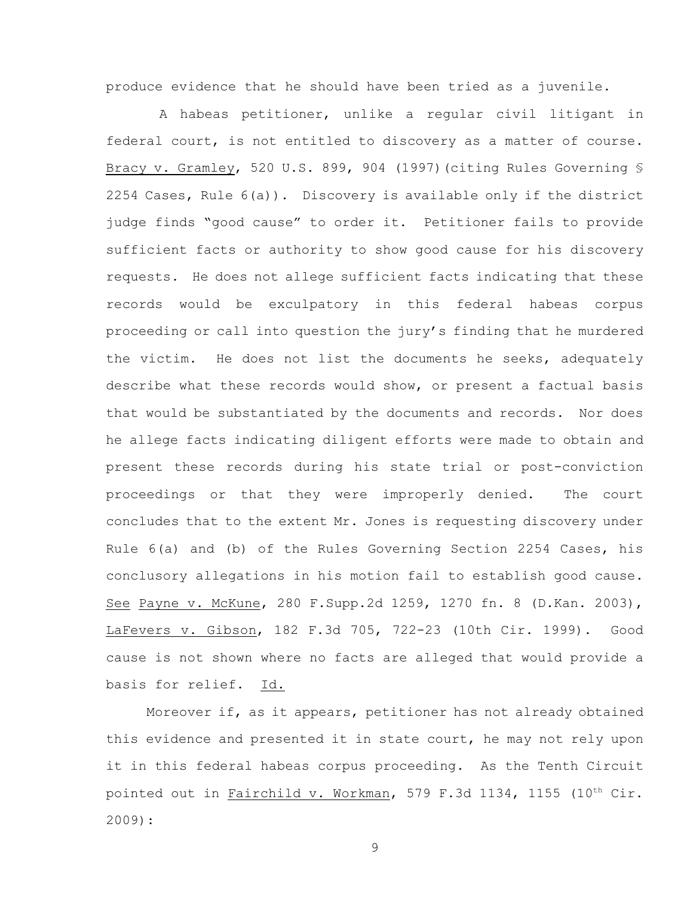produce evidence that he should have been tried as a juvenile.

A habeas petitioner, unlike a regular civil litigant in federal court, is not entitled to discovery as a matter of course. Bracy v. Gramley, 520 U.S. 899, 904 (1997)(citing Rules Governing § 2254 Cases, Rule 6(a)). Discovery is available only if the district judge finds "good cause" to order it. Petitioner fails to provide sufficient facts or authority to show good cause for his discovery requests. He does not allege sufficient facts indicating that these records would be exculpatory in this federal habeas corpus proceeding or call into question the jury's finding that he murdered the victim. He does not list the documents he seeks, adequately describe what these records would show, or present a factual basis that would be substantiated by the documents and records. Nor does he allege facts indicating diligent efforts were made to obtain and present these records during his state trial or post-conviction proceedings or that they were improperly denied. The court concludes that to the extent Mr. Jones is requesting discovery under Rule 6(a) and (b) of the Rules Governing Section 2254 Cases, his conclusory allegations in his motion fail to establish good cause. See Payne v. McKune, 280 F.Supp.2d 1259, 1270 fn. 8 (D.Kan. 2003), LaFevers v. Gibson, 182 F.3d 705, 722-23 (10th Cir. 1999). Good cause is not shown where no facts are alleged that would provide a basis for relief. Id.

Moreover if, as it appears, petitioner has not already obtained this evidence and presented it in state court, he may not rely upon it in this federal habeas corpus proceeding. As the Tenth Circuit pointed out in Fairchild v. Workman, 579 F.3d 1134, 1155 (10th Cir. 2009):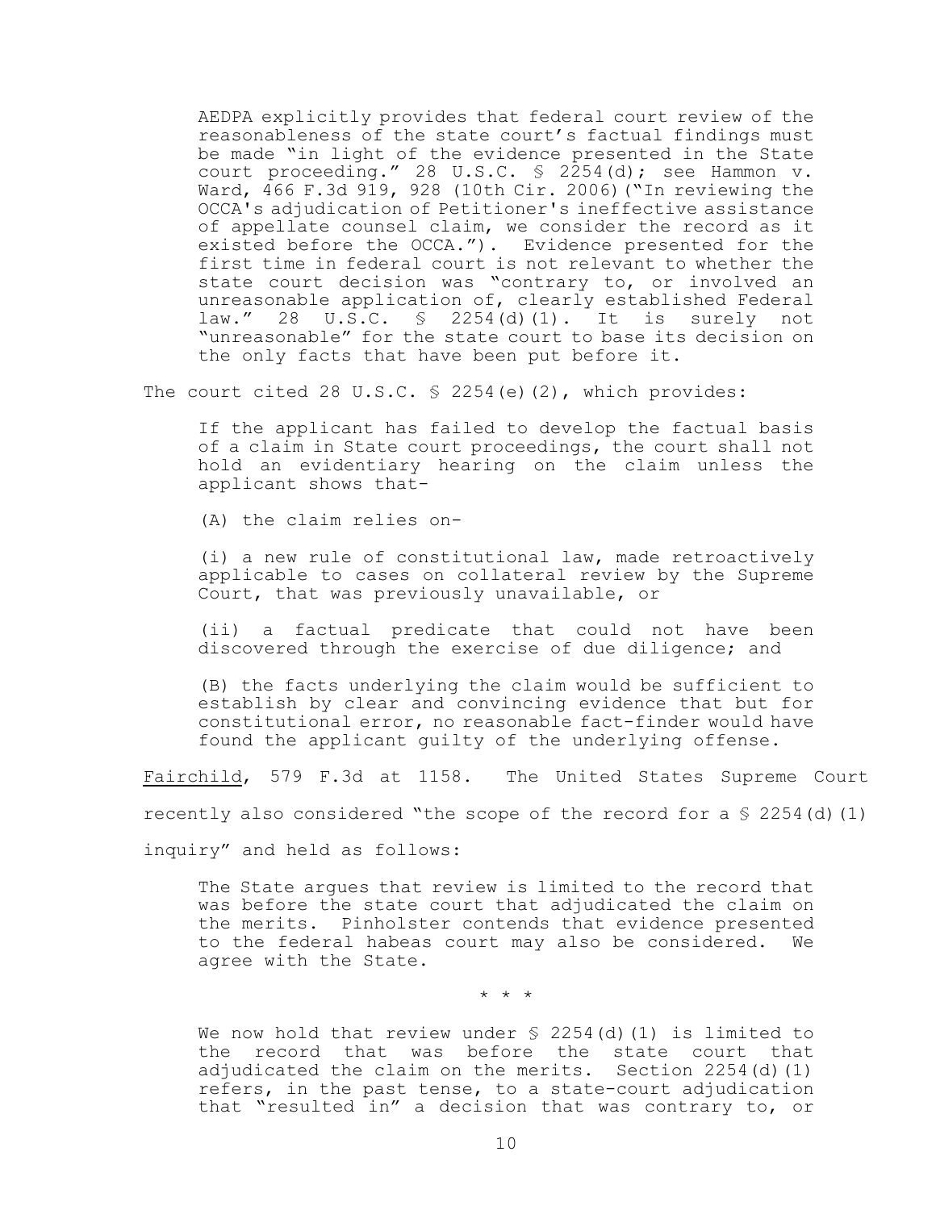> AEDPA explicitly provides that federal court review of the reasonableness of the state court's factual findings must be made "in light of the evidence presented in the State court proceeding." 28 U.S.C. § 2254(d); see Hammon v. Ward, 466 F.3d 919, 928 (10th Cir. 2006)("In reviewing the OCCA's adjudication of Petitioner's ineffective assistance of appellate counsel claim, we consider the record as it existed before the OCCA."). Evidence presented for the first time in federal court is not relevant to whether the state court decision was "contrary to, or involved an unreasonable application of, clearly established Federal law." 28 U.S.C. § 2254(d)(1). It is surely not "unreasonable" for the state court to base its decision on the only facts that have been put before it.

The court cited 28 U.S.C. § 2254(e)(2), which provides:

> If the applicant has failed to develop the factual basis of a claim in State court proceedings, the court shall not hold an evidentiary hearing on the claim unless the applicant shows that-
>
> (A) the claim relies on-
>
> (i) a new rule of constitutional law, made retroactively applicable to cases on collateral review by the Supreme Court, that was previously unavailable, or
>
> (ii) a factual predicate that could not have been discovered through the exercise of due diligence; and
>
> (B) the facts underlying the claim would be sufficient to establish by clear and convincing evidence that but for constitutional error, no reasonable fact-finder would have found the applicant guilty of the underlying offense.

Fairchild, 579 F.3d at 1158. The United States Supreme Court recently also considered "the scope of the record for a § 2254(d)(1) inquiry" and held as follows:

> The State argues that review is limited to the record that was before the state court that adjudicated the claim on the merits. Pinholster contends that evidence presented to the federal habeas court may also be considered. We agree with the State.
>
> \* \* \*
>
> We now hold that review under § 2254(d)(1) is limited to the record that was before the state court that adjudicated the claim on the merits. Section 2254(d)(1) refers, in the past tense, to a state-court adjudication that "resulted in" a decision that was contrary to, or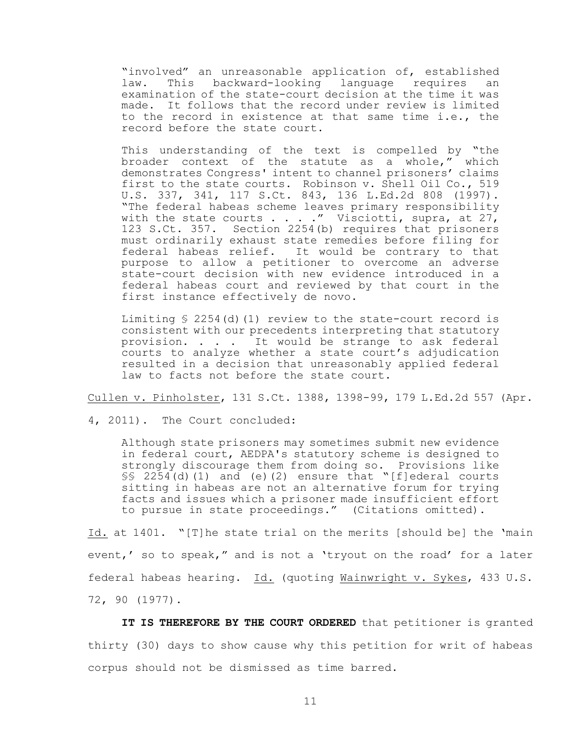> "involved" an unreasonable application of, established law. This backward-looking language requires an examination of the state-court decision at the time it was made. It follows that the record under review is limited to the record in existence at that same time i.e., the record before the state court.
>
> This understanding of the text is compelled by "the broader context of the statute as a whole," which demonstrates Congress' intent to channel prisoners' claims first to the state courts. Robinson v. Shell Oil Co., 519 U.S. 337, 341, 117 S.Ct. 843, 136 L.Ed.2d 808 (1997). "The federal habeas scheme leaves primary responsibility with the state courts . . . ." Visciotti, supra, at 27, 123 S.Ct. 357. Section 2254(b) requires that prisoners must ordinarily exhaust state remedies before filing for federal habeas relief. It would be contrary to that purpose to allow a petitioner to overcome an adverse state-court decision with new evidence introduced in a federal habeas court and reviewed by that court in the first instance effectively de novo.
>
> Limiting § 2254(d)(1) review to the state-court record is consistent with our precedents interpreting that statutory provision. . . . It would be strange to ask federal courts to analyze whether a state court's adjudication resulted in a decision that unreasonably applied federal law to facts not before the state court.

<u>Cullen v. Pinholster</u>, 131 S.Ct. 1388, 1398-99, 179 L.Ed.2d 557 (Apr. 4, 2011). The Court concluded:

> Although state prisoners may sometimes submit new evidence in federal court, AEDPA's statutory scheme is designed to strongly discourage them from doing so. Provisions like §§ 2254(d)(1) and (e)(2) ensure that "[f]ederal courts sitting in habeas are not an alternative forum for trying facts and issues which a prisoner made insufficient effort to pursue in state proceedings." (Citations omitted).

<u>Id.</u> at 1401. "[T]he state trial on the merits [should be] the 'main event,' so to speak," and is not a 'tryout on the road' for a later federal habeas hearing. <u>Id.</u> (quoting <u>Wainwright v. Sykes</u>, 433 U.S. 72, 90 (1977).

**IT IS THEREFORE BY THE COURT ORDERED** that petitioner is granted thirty (30) days to show cause why this petition for writ of habeas corpus should not be dismissed as time barred.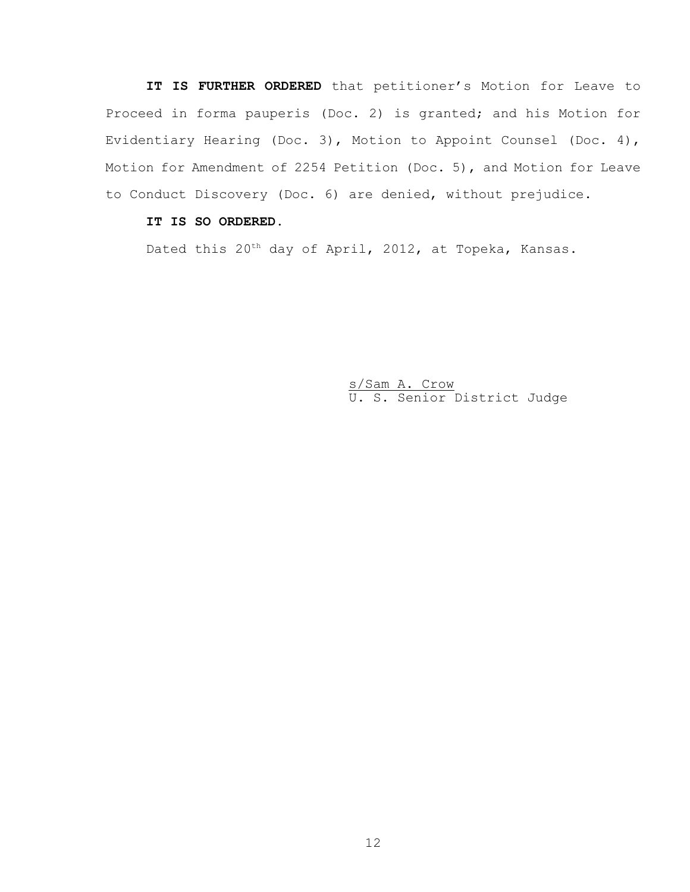**IT IS FURTHER ORDERED** that petitioner's Motion for Leave to Proceed in forma pauperis (Doc. 2) is granted; and his Motion for Evidentiary Hearing (Doc. 3), Motion to Appoint Counsel (Doc. 4), Motion for Amendment of 2254 Petition (Doc. 5), and Motion for Leave to Conduct Discovery (Doc. 6) are denied, without prejudice.

**IT IS SO ORDERED.**

Dated this 20th day of April, 2012, at Topeka, Kansas.

s/Sam A. Crow
U. S. Senior District Judge